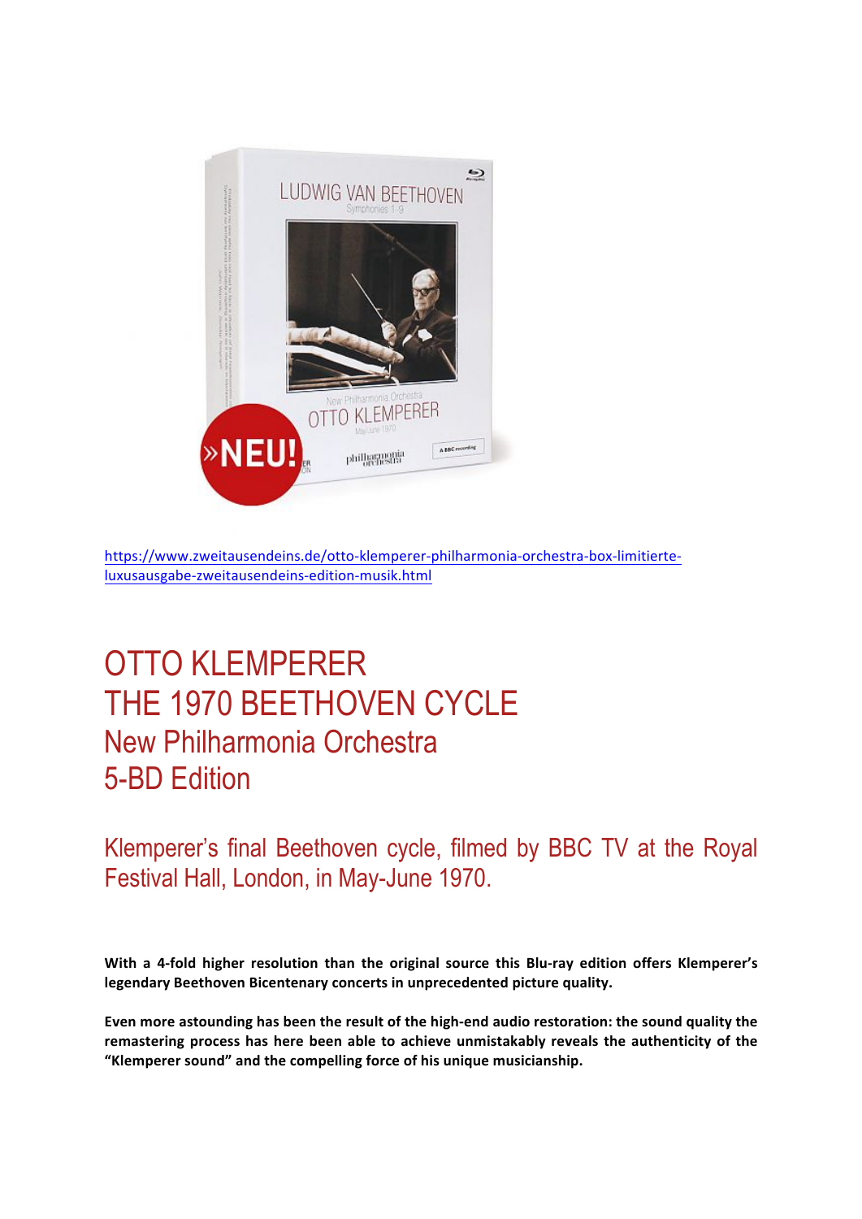https://www.zweitausendeins.de/otto-klemperer-philharmonia-orchestra-box-limitierte-luxusausgabe-zweitausendeins-edition-musik.html

# OTTO KLEMPERER
# THE 1970 BEETHOVEN CYCLE
## New Philharmonia Orchestra
## 5-BD Edition

### Klemperer's final Beethoven cycle, filmed by BBC TV at the Royal Festival Hall, London, in May-June 1970.

**With a 4-fold higher resolution than the original source this Blu-ray edition offers Klemperer's legendary Beethoven Bicentenary concerts in unprecedented picture quality.**

**Even more astounding has been the result of the high-end audio restoration: the sound quality the remastering process has here been able to achieve unmistakably reveals the authenticity of the "Klemperer sound" and the compelling force of his unique musicianship.**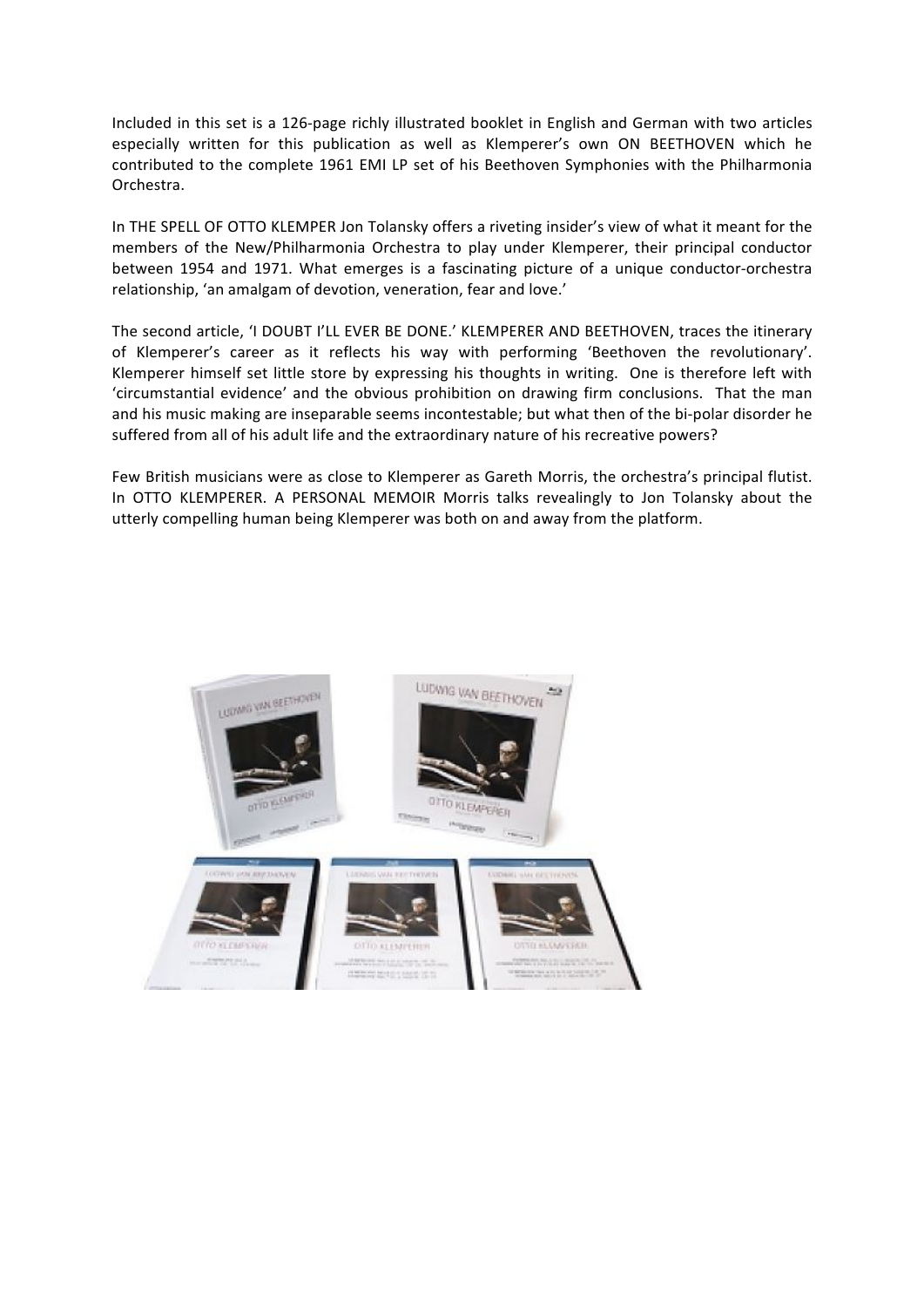Included in this set is a 126-page richly illustrated booklet in English and German with two articles especially written for this publication as well as Klemperer's own ON BEETHOVEN which he contributed to the complete 1961 EMI LP set of his Beethoven Symphonies with the Philharmonia Orchestra.

In THE SPELL OF OTTO KLEMPER Jon Tolansky offers a riveting insider's view of what it meant for the members of the New/Philharmonia Orchestra to play under Klemperer, their principal conductor between 1954 and 1971. What emerges is a fascinating picture of a unique conductor-orchestra relationship, 'an amalgam of devotion, veneration, fear and love.'

The second article, 'I DOUBT I'LL EVER BE DONE.' KLEMPERER AND BEETHOVEN, traces the itinerary of Klemperer's career as it reflects his way with performing 'Beethoven the revolutionary'. Klemperer himself set little store by expressing his thoughts in writing. One is therefore left with 'circumstantial evidence' and the obvious prohibition on drawing firm conclusions. That the man and his music making are inseparable seems incontestable; but what then of the bi-polar disorder he suffered from all of his adult life and the extraordinary nature of his recreative powers?

Few British musicians were as close to Klemperer as Gareth Morris, the orchestra's principal flutist. In OTTO KLEMPERER. A PERSONAL MEMOIR Morris talks revealingly to Jon Tolansky about the utterly compelling human being Klemperer was both on and away from the platform.